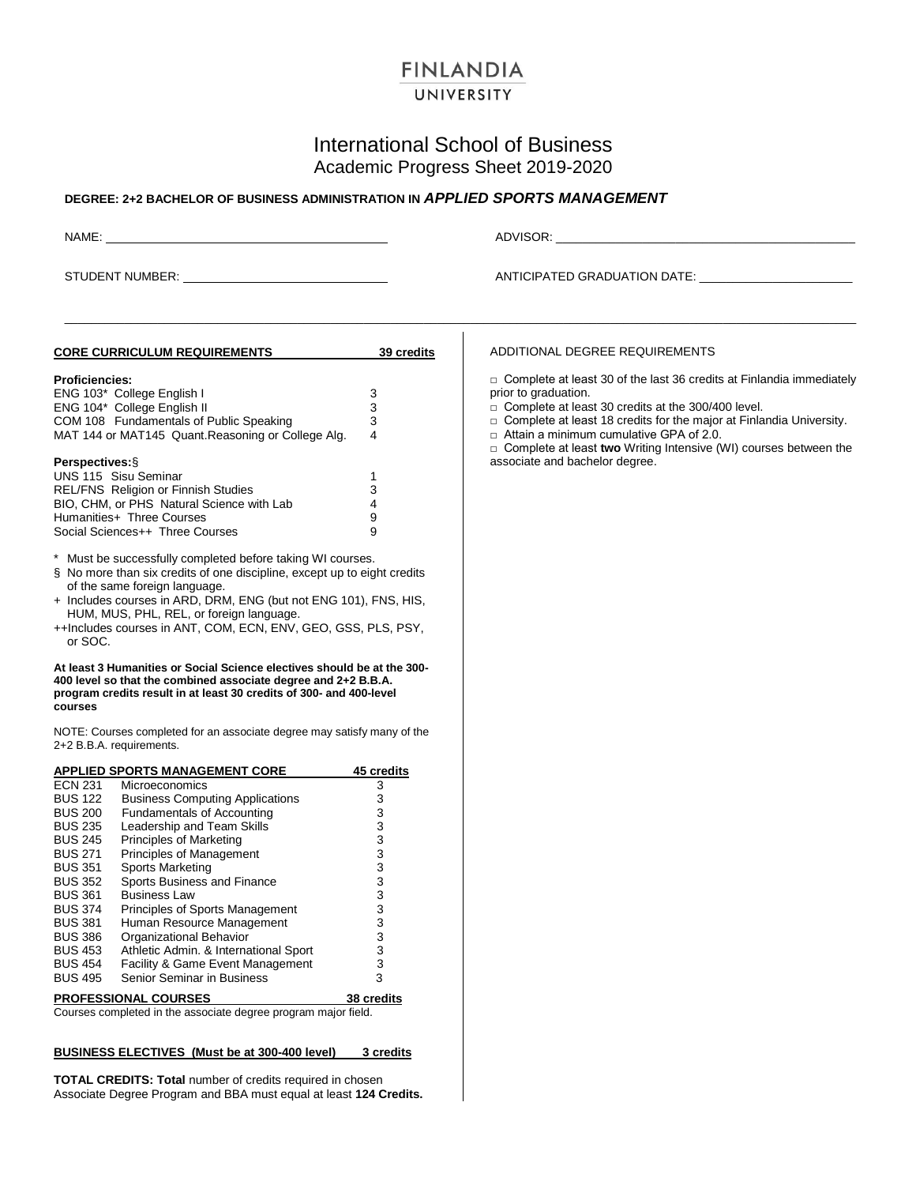# FINLANDIA UNIVERSITY

## International School of Business
Academic Progress Sheet 2019-2020

**DEGREE: 2+2 BACHELOR OF BUSINESS ADMINISTRATION IN *APPLIED SPORTS MANAGEMENT***

NAME: ______________________________ ADVISOR: ______________________________

STUDENT NUMBER: ______________________________ ANTICIPATED GRADUATION DATE: ______________________________

### CORE CURRICULUM REQUIREMENTS — 39 credits

**Proficiencies:**

| Course | Credits |
|---|---|
| ENG 103* College English I | 3 |
| ENG 104* College English II | 3 |
| COM 108 Fundamentals of Public Speaking | 3 |
| MAT 144 or MAT145 Quant.Reasoning or College Alg. | 4 |

**Perspectives:§**

| Course | Credits |
|---|---|
| UNS 115 Sisu Seminar | 1 |
| REL/FNS Religion or Finnish Studies | 3 |
| BIO, CHM, or PHS Natural Science with Lab | 4 |
| Humanities+ Three Courses | 9 |
| Social Sciences++ Three Courses | 9 |

\* Must be successfully completed before taking WI courses.

§ No more than six credits of one discipline, except up to eight credits of the same foreign language.

\+ Includes courses in ARD, DRM, ENG (but not ENG 101), FNS, HIS, HUM, MUS, PHL, REL, or foreign language.

++Includes courses in ANT, COM, ECN, ENV, GEO, GSS, PLS, PSY, or SOC.

**At least 3 Humanities or Social Science electives should be at the 300-400 level so that the combined associate degree and 2+2 B.B.A. program credits result in at least 30 credits of 300- and 400-level courses**

NOTE: Courses completed for an associate degree may satisfy many of the 2+2 B.B.A. requirements.

### APPLIED SPORTS MANAGEMENT CORE — 45 credits

| Course | Title | Credits |
|---|---|---|
| ECN 231 | Microeconomics | 3 |
| BUS 122 | Business Computing Applications | 3 |
| BUS 200 | Fundamentals of Accounting | 3 |
| BUS 235 | Leadership and Team Skills | 3 |
| BUS 245 | Principles of Marketing | 3 |
| BUS 271 | Principles of Management | 3 |
| BUS 351 | Sports Marketing | 3 |
| BUS 352 | Sports Business and Finance | 3 |
| BUS 361 | Business Law | 3 |
| BUS 374 | Principles of Sports Management | 3 |
| BUS 381 | Human Resource Management | 3 |
| BUS 386 | Organizational Behavior | 3 |
| BUS 453 | Athletic Admin. & International Sport | 3 |
| BUS 454 | Facility & Game Event Management | 3 |
| BUS 495 | Senior Seminar in Business | 3 |

### PROFESSIONAL COURSES — 38 credits

Courses completed in the associate degree program major field.

### BUSINESS ELECTIVES (Must be at 300-400 level) — 3 credits

**TOTAL CREDITS: Total** number of credits required in chosen Associate Degree Program and BBA must equal at least **124 Credits.**

### ADDITIONAL DEGREE REQUIREMENTS

- □ Complete at least 30 of the last 36 credits at Finlandia immediately prior to graduation.
- □ Complete at least 30 credits at the 300/400 level.
- □ Complete at least 18 credits for the major at Finlandia University.
- □ Attain a minimum cumulative GPA of 2.0.
- □ Complete at least **two** Writing Intensive (WI) courses between the associate and bachelor degree.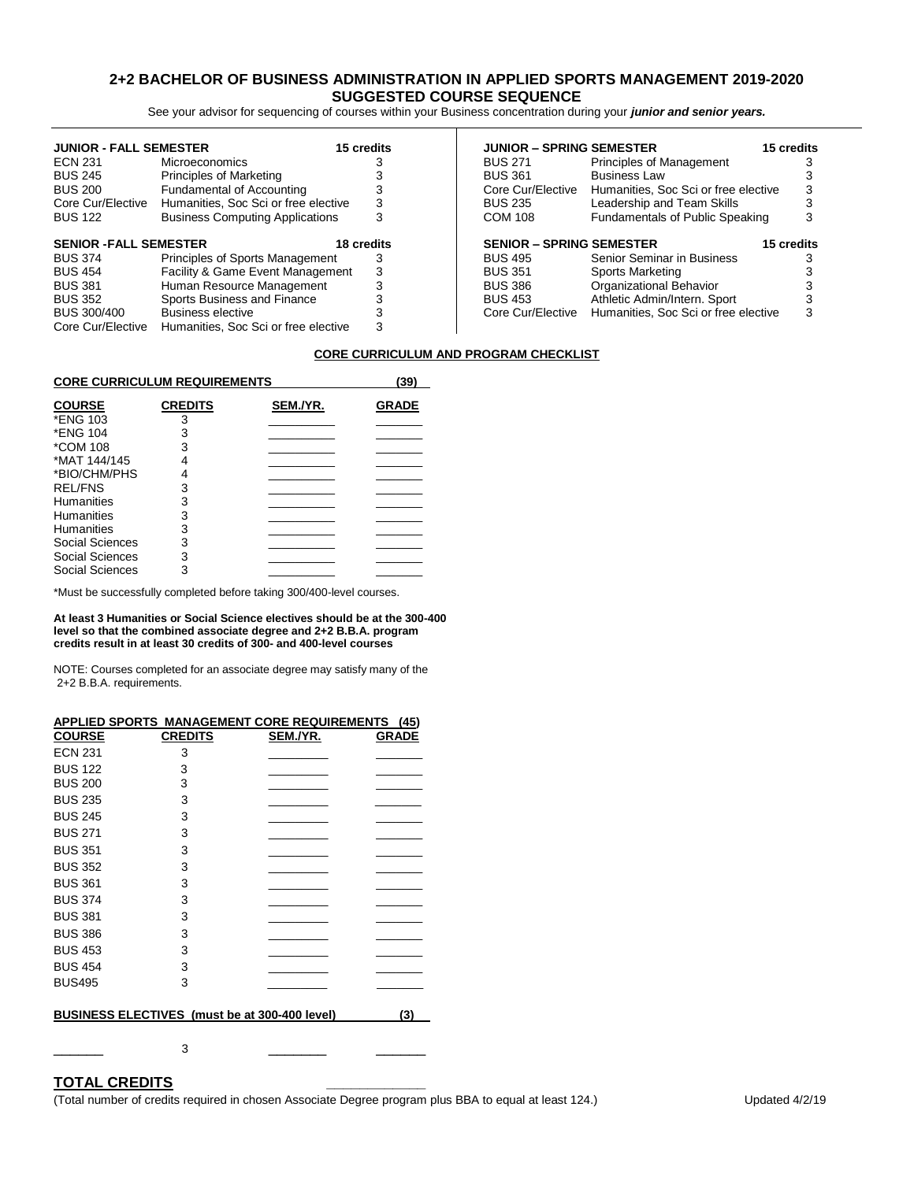# 2+2 BACHELOR OF BUSINESS ADMINISTRATION IN APPLIED SPORTS MANAGEMENT 2019-2020
## SUGGESTED COURSE SEQUENCE

See your advisor for sequencing of courses within your Business concentration during your ***junior and senior years.***

| **JUNIOR - FALL SEMESTER** | | **15 credits** |
|---|---|---|
| ECN 231 | Microeconomics | 3 |
| BUS 245 | Principles of Marketing | 3 |
| BUS 200 | Fundamental of Accounting | 3 |
| Core Cur/Elective | Humanities, Soc Sci or free elective | 3 |
| BUS 122 | Business Computing Applications | 3 |

| **JUNIOR – SPRING SEMESTER** | | **15 credits** |
|---|---|---|
| BUS 271 | Principles of Management | 3 |
| BUS 361 | Business Law | 3 |
| Core Cur/Elective | Humanities, Soc Sci or free elective | 3 |
| BUS 235 | Leadership and Team Skills | 3 |
| COM 108 | Fundamentals of Public Speaking | 3 |

| **SENIOR -FALL SEMESTER** | | **18 credits** |
|---|---|---|
| BUS 374 | Principles of Sports Management | 3 |
| BUS 454 | Facility & Game Event Management | 3 |
| BUS 381 | Human Resource Management | 3 |
| BUS 352 | Sports Business and Finance | 3 |
| BUS 300/400 | Business elective | 3 |
| Core Cur/Elective | Humanities, Soc Sci or free elective | 3 |

| **SENIOR – SPRING SEMESTER** | | **15 credits** |
|---|---|---|
| BUS 495 | Senior Seminar in Business | 3 |
| BUS 351 | Sports Marketing | 3 |
| BUS 386 | Organizational Behavior | 3 |
| BUS 453 | Athletic Admin/Intern. Sport | 3 |
| Core Cur/Elective | Humanities, Soc Sci or free elective | 3 |

## CORE CURRICULUM AND PROGRAM CHECKLIST

**CORE CURRICULUM REQUIREMENTS (39)**

| COURSE | CREDITS | SEM./YR. | GRADE |
|---|---|---|---|
| *ENG 103 | 3 | | |
| *ENG 104 | 3 | | |
| *COM 108 | 3 | | |
| *MAT 144/145 | 4 | | |
| *BIO/CHM/PHS | 4 | | |
| REL/FNS | 3 | | |
| Humanities | 3 | | |
| Humanities | 3 | | |
| Humanities | 3 | | |
| Social Sciences | 3 | | |
| Social Sciences | 3 | | |
| Social Sciences | 3 | | |

*Must be successfully completed before taking 300/400-level courses.

**At least 3 Humanities or Social Science electives should be at the 300-400 level so that the combined associate degree and 2+2 B.B.A. program credits result in at least 30 credits of 300- and 400-level courses**

NOTE: Courses completed for an associate degree may satisfy many of the 2+2 B.B.A. requirements.

**APPLIED SPORTS MANAGEMENT CORE REQUIREMENTS (45)**

| COURSE | CREDITS | SEM./YR. | GRADE |
|---|---|---|---|
| ECN 231 | 3 | | |
| BUS 122 | 3 | | |
| BUS 200 | 3 | | |
| BUS 235 | 3 | | |
| BUS 245 | 3 | | |
| BUS 271 | 3 | | |
| BUS 351 | 3 | | |
| BUS 352 | 3 | | |
| BUS 361 | 3 | | |
| BUS 374 | 3 | | |
| BUS 381 | 3 | | |
| BUS 386 | 3 | | |
| BUS 453 | 3 | | |
| BUS 454 | 3 | | |
| BUS495 | 3 | | |

**BUSINESS ELECTIVES (must be at 300-400 level) (3)**

| | | | |
|---|---|---|---|
| _______ | 3 | ________ | _______ |

**TOTAL CREDITS** _____________

(Total number of credits required in chosen Associate Degree program plus BBA to equal at least 124.)

Updated 4/2/19